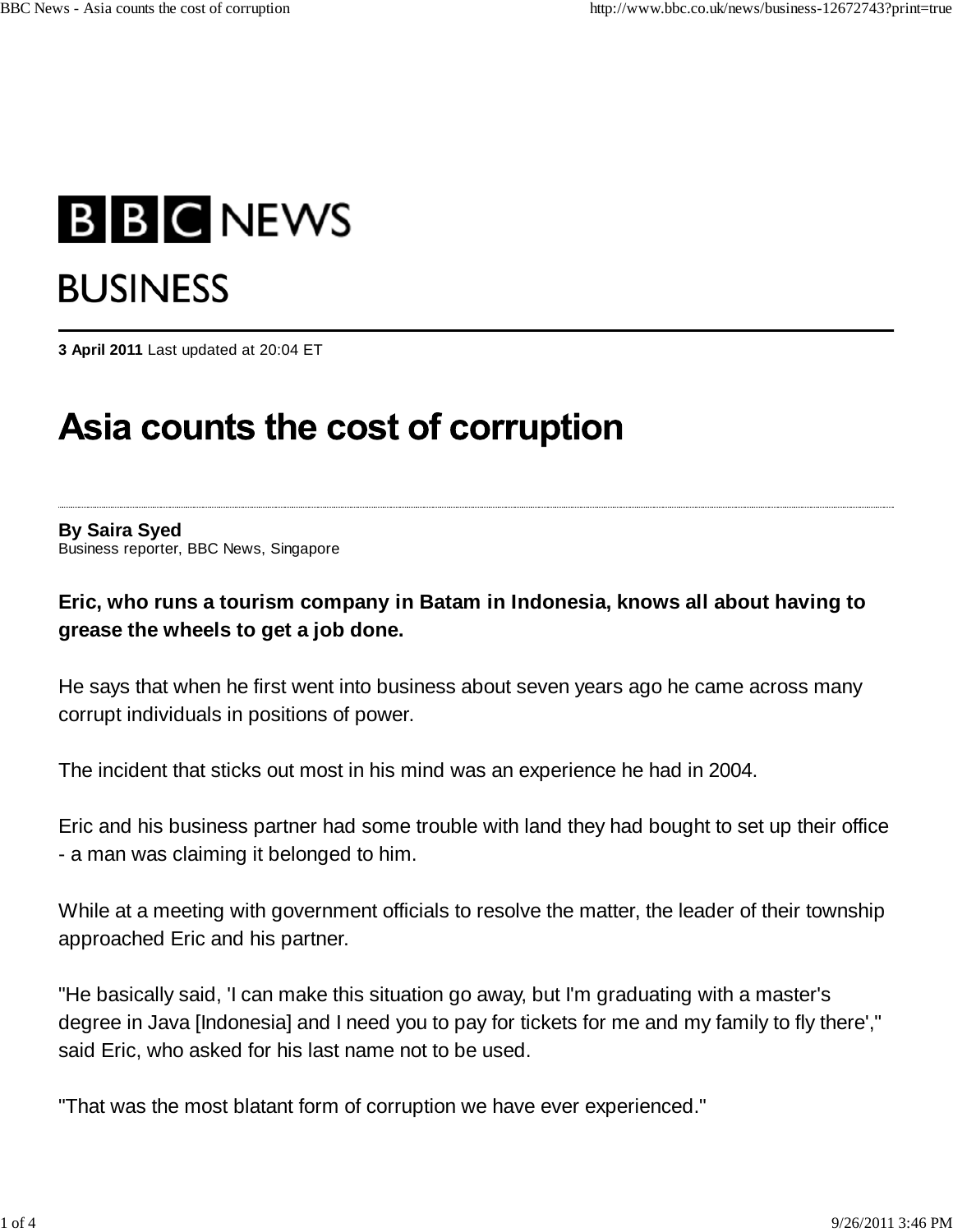BBC NEWS

BUSINESS

**3 April 2011** Last updated at 20:04 ET

# Asia counts the cost of corruption

**By Saira Syed**
Business reporter, BBC News, Singapore

**Eric, who runs a tourism company in Batam in Indonesia, knows all about having to grease the wheels to get a job done.**

He says that when he first went into business about seven years ago he came across many corrupt individuals in positions of power.

The incident that sticks out most in his mind was an experience he had in 2004.

Eric and his business partner had some trouble with land they had bought to set up their office - a man was claiming it belonged to him.

While at a meeting with government officials to resolve the matter, the leader of their township approached Eric and his partner.

"He basically said, 'I can make this situation go away, but I'm graduating with a master's degree in Java [Indonesia] and I need you to pay for tickets for me and my family to fly there'," said Eric, who asked for his last name not to be used.

"That was the most blatant form of corruption we have ever experienced."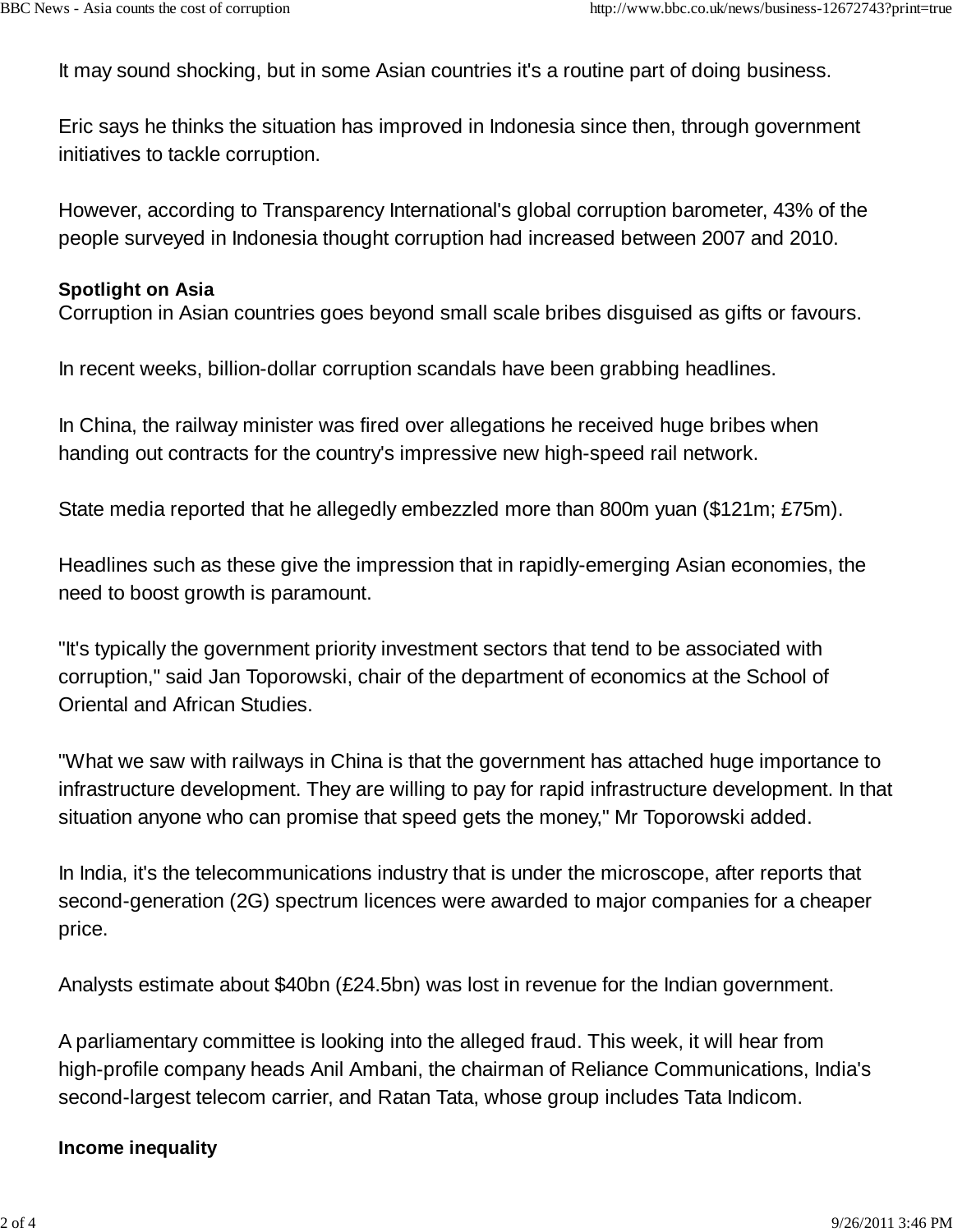It may sound shocking, but in some Asian countries it's a routine part of doing business.

Eric says he thinks the situation has improved in Indonesia since then, through government initiatives to tackle corruption.

However, according to Transparency International's global corruption barometer, 43% of the people surveyed in Indonesia thought corruption had increased between 2007 and 2010.

**Spotlight on Asia**

Corruption in Asian countries goes beyond small scale bribes disguised as gifts or favours.

In recent weeks, billion-dollar corruption scandals have been grabbing headlines.

In China, the railway minister was fired over allegations he received huge bribes when handing out contracts for the country's impressive new high-speed rail network.

State media reported that he allegedly embezzled more than 800m yuan ($121m; £75m).

Headlines such as these give the impression that in rapidly-emerging Asian economies, the need to boost growth is paramount.

"It's typically the government priority investment sectors that tend to be associated with corruption," said Jan Toporowski, chair of the department of economics at the School of Oriental and African Studies.

"What we saw with railways in China is that the government has attached huge importance to infrastructure development. They are willing to pay for rapid infrastructure development. In that situation anyone who can promise that speed gets the money," Mr Toporowski added.

In India, it's the telecommunications industry that is under the microscope, after reports that second-generation (2G) spectrum licences were awarded to major companies for a cheaper price.

Analysts estimate about $40bn (£24.5bn) was lost in revenue for the Indian government.

A parliamentary committee is looking into the alleged fraud. This week, it will hear from high-profile company heads Anil Ambani, the chairman of Reliance Communications, India's second-largest telecom carrier, and Ratan Tata, whose group includes Tata Indicom.

**Income inequality**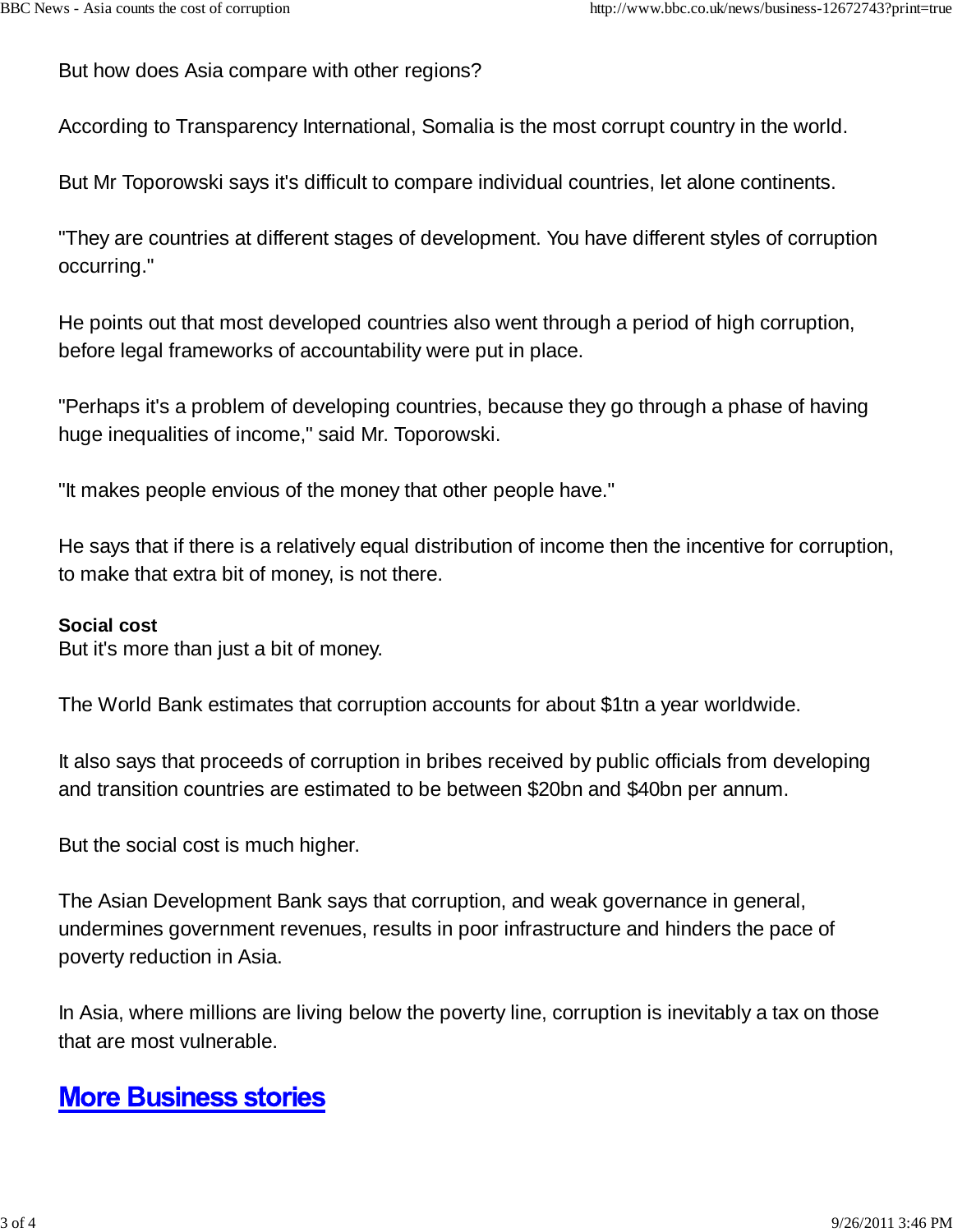But how does Asia compare with other regions?

According to Transparency International, Somalia is the most corrupt country in the world.

But Mr Toporowski says it's difficult to compare individual countries, let alone continents.

"They are countries at different stages of development. You have different styles of corruption occurring."

He points out that most developed countries also went through a period of high corruption, before legal frameworks of accountability were put in place.

"Perhaps it's a problem of developing countries, because they go through a phase of having huge inequalities of income," said Mr. Toporowski.

"It makes people envious of the money that other people have."

He says that if there is a relatively equal distribution of income then the incentive for corruption, to make that extra bit of money, is not there.

**Social cost**
But it's more than just a bit of money.

The World Bank estimates that corruption accounts for about $1tn a year worldwide.

It also says that proceeds of corruption in bribes received by public officials from developing and transition countries are estimated to be between $20bn and $40bn per annum.

But the social cost is much higher.

The Asian Development Bank says that corruption, and weak governance in general, undermines government revenues, results in poor infrastructure and hinders the pace of poverty reduction in Asia.

In Asia, where millions are living below the poverty line, corruption is inevitably a tax on those that are most vulnerable.

## More Business stories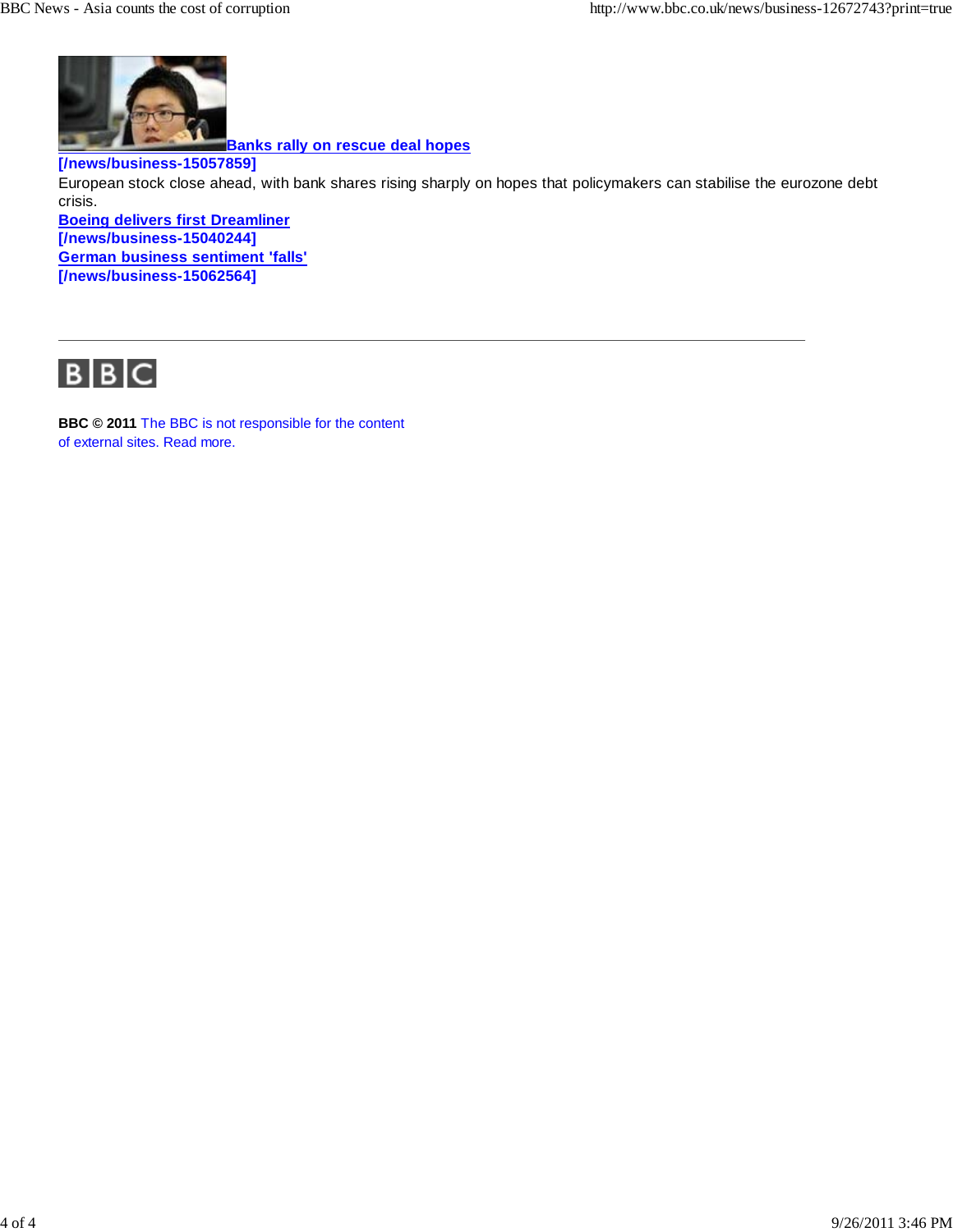**Banks rally on rescue deal hopes**
**[/news/business-15057859]**
European stock close ahead, with bank shares rising sharply on hopes that policymakers can stabilise the eurozone debt crisis.

**Boeing delivers first Dreamliner**
**[/news/business-15040244]**

**German business sentiment 'falls'**
**[/news/business-15062564]**

---

BBC

**BBC © 2011** The BBC is not responsible for the content of external sites. Read more.